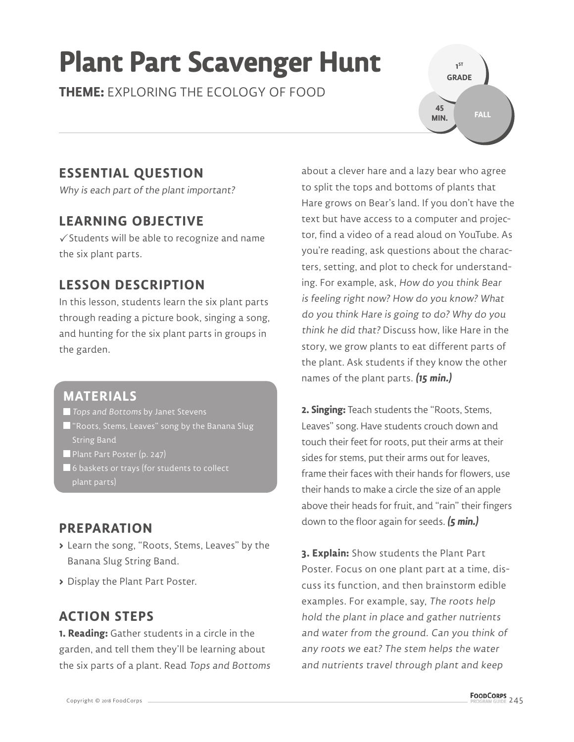# Plant Part Scavenger Hunt

**THEME:** EXPLORING THE ECOLOGY OF FOOD

1ST GRADE | 45 MIN. | FALL

## ESSENTIAL QUESTION

*Why is each part of the plant important?*

## LEARNING OBJECTIVE

✓ Students will be able to recognize and name the six plant parts.

## LESSON DESCRIPTION

In this lesson, students learn the six plant parts through reading a picture book, singing a song, and hunting for the six plant parts in groups in the garden.

## MATERIALS

- *Tops and Bottoms* by Janet Stevens
- "Roots, Stems, Leaves" song by the Banana Slug String Band
- Plant Part Poster (p. 247)
- 6 baskets or trays (for students to collect plant parts)

## PREPARATION

- Learn the song, "Roots, Stems, Leaves" by the Banana Slug String Band.
- Display the Plant Part Poster.

## ACTION STEPS

**1. Reading:** Gather students in a circle in the garden, and tell them they'll be learning about the six parts of a plant. Read *Tops and Bottoms* about a clever hare and a lazy bear who agree to split the tops and bottoms of plants that Hare grows on Bear's land. If you don't have the text but have access to a computer and projector, find a video of a read aloud on YouTube. As you're reading, ask questions about the characters, setting, and plot to check for understanding. For example, ask, *How do you think Bear is feeling right now? How do you know? What do you think Hare is going to do? Why do you think he did that?* Discuss how, like Hare in the story, we grow plants to eat different parts of the plant. Ask students if they know the other names of the plant parts. ***(15 min.)***

**2. Singing:** Teach students the "Roots, Stems, Leaves" song. Have students crouch down and touch their feet for roots, put their arms at their sides for stems, put their arms out for leaves, frame their faces with their hands for flowers, use their hands to make a circle the size of an apple above their heads for fruit, and "rain" their fingers down to the floor again for seeds. ***(5 min.)***

**3. Explain:** Show students the Plant Part Poster. Focus on one plant part at a time, discuss its function, and then brainstorm edible examples. For example, say, *The roots help hold the plant in place and gather nutrients and water from the ground. Can you think of any roots we eat? The stem helps the water and nutrients travel through plant and keep*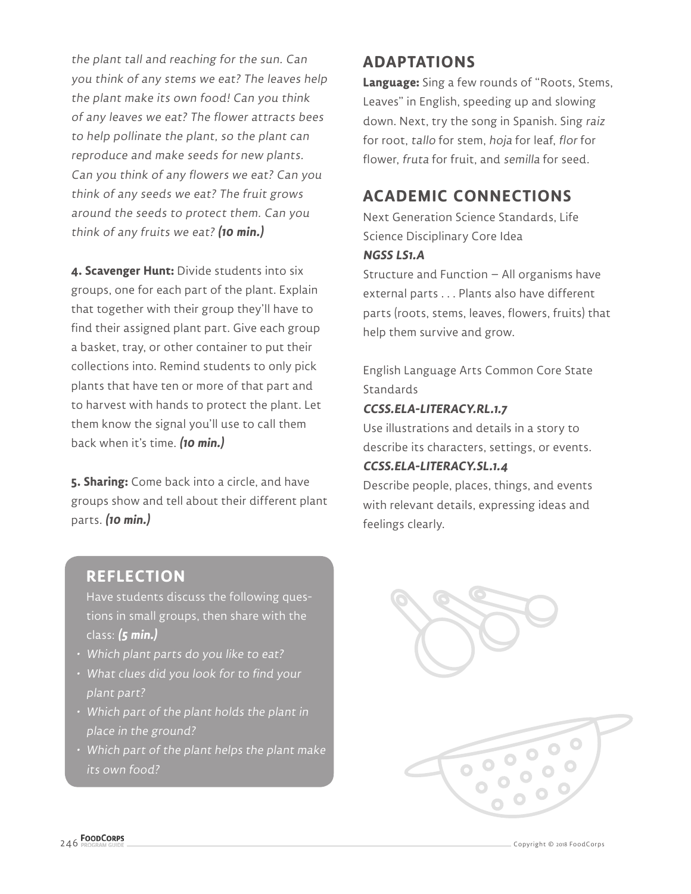*the plant tall and reaching for the sun. Can you think of any stems we eat? The leaves help the plant make its own food! Can you think of any leaves we eat? The flower attracts bees to help pollinate the plant, so the plant can reproduce and make seeds for new plants. Can you think of any flowers we eat? Can you think of any seeds we eat? The fruit grows around the seeds to protect them. Can you think of any fruits we eat?* ***(10 min.)***

**4. Scavenger Hunt:** Divide students into six groups, one for each part of the plant. Explain that together with their group they'll have to find their assigned plant part. Give each group a basket, tray, or other container to put their collections into. Remind students to only pick plants that have ten or more of that part and to harvest with hands to protect the plant. Let them know the signal you'll use to call them back when it's time. ***(10 min.)***

**5. Sharing:** Come back into a circle, and have groups show and tell about their different plant parts. ***(10 min.)***

## REFLECTION

Have students discuss the following questions in small groups, then share with the class: ***(5 min.)***

- *Which plant parts do you like to eat?*
- *What clues did you look for to find your plant part?*
- *Which part of the plant holds the plant in place in the ground?*
- *Which part of the plant helps the plant make its own food?*

## ADAPTATIONS

**Language:** Sing a few rounds of "Roots, Stems, Leaves" in English, speeding up and slowing down. Next, try the song in Spanish. Sing *raiz* for root, *tallo* for stem, *hoja* for leaf, *flor* for flower, *fruta* for fruit, and *semilla* for seed.

## ACADEMIC CONNECTIONS

Next Generation Science Standards, Life Science Disciplinary Core Idea

***NGSS LS1.A***

Structure and Function – All organisms have external parts . . . Plants also have different parts (roots, stems, leaves, flowers, fruits) that help them survive and grow.

English Language Arts Common Core State Standards

***CCSS.ELA-LITERACY.RL.1.7***

Use illustrations and details in a story to describe its characters, settings, or events.

***CCSS.ELA-LITERACY.SL.1.4***

Describe people, places, things, and events with relevant details, expressing ideas and feelings clearly.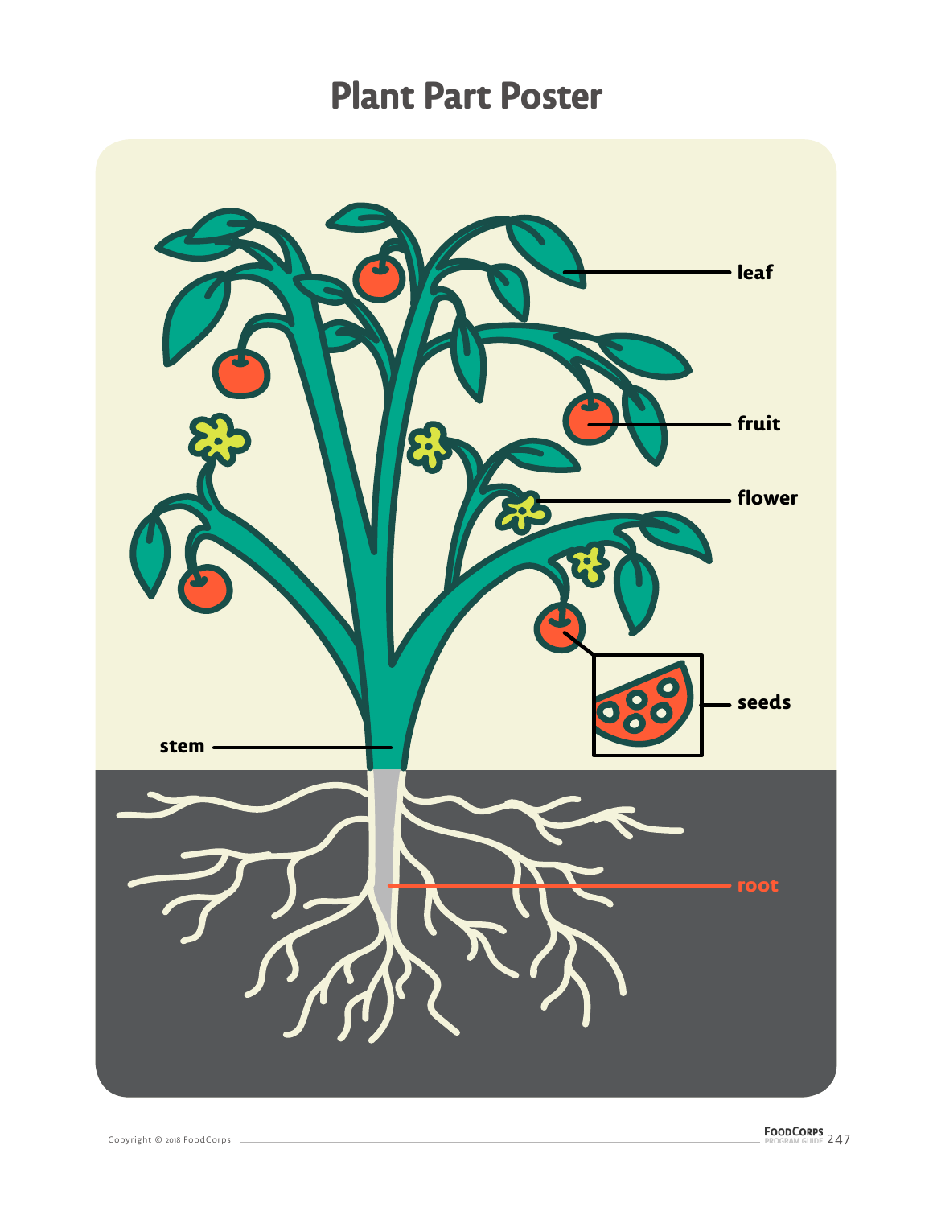# Plant Part Poster

leaf

fruit

flower

seeds

stem

root